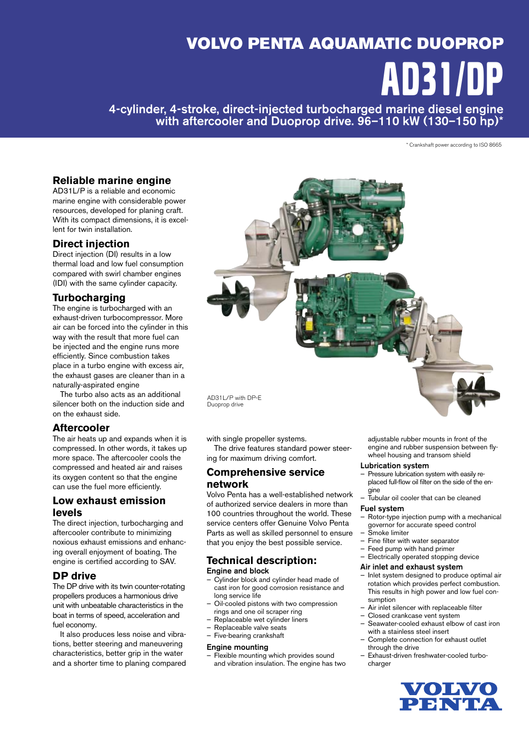# VOLVO PENTA AQUAMATIC DUOPROP

# AD31/DP

## 4-cylinder, 4-stroke, direct-injected turbocharged marine diesel engine with aftercooler and Duoprop drive. 96–110 kW (130–150 hp)*

* Crankshaft power according to ISO 8665

### Reliable marine engine

AD31L/P is a reliable and economic marine engine with considerable power resources, developed for planing craft. With its compact dimensions, it is excellent for twin installation.

### Direct injection

Direct injection (DI) results in a low thermal load and low fuel consumption compared with swirl chamber engines (IDI) with the same cylinder capacity.

### Turbocharging

The engine is turbocharged with an exhaust-driven turbocompressor. More air can be forced into the cylinder in this way with the result that more fuel can be injected and the engine runs more efficiently. Since combustion takes place in a turbo engine with excess air, the exhaust gases are cleaner than in a naturally-aspirated engine

The turbo also acts as an additional silencer both on the induction side and on the exhaust side.

### Aftercooler

The air heats up and expands when it is compressed. In other words, it takes up more space. The aftercooler cools the compressed and heated air and raises its oxygen content so that the engine can use the fuel more efficiently.

### Low exhaust emission levels

The direct injection, turbocharging and aftercooler contribute to minimizing noxious exhaust emissions and enhancing overall enjoyment of boating. The engine is certified according to SAV.

### DP drive

The DP drive with its twin counter-rotating propellers produces a harmonious drive unit with unbeatable characteristics in the boat in terms of speed, acceleration and fuel economy.

It also produces less noise and vibrations, better steering and maneuvering characteristics, better grip in the water and a shorter time to planing compared with single propeller systems.

The drive features standard power steering for maximum driving comfort.

AD31L/P with DP-E Duoprop drive

### Comprehensive service network

Volvo Penta has a well-established network of authorized service dealers in more than 100 countries throughout the world. These service centers offer Genuine Volvo Penta Parts as well as skilled personnel to ensure that you enjoy the best possible service.

### Technical description:

**Engine and block**

- Cylinder block and cylinder head made of cast iron for good corrosion resistance and long service life
- Oil-cooled pistons with two compression rings and one oil scraper ring
- Replaceable wet cylinder liners
- Replaceable valve seats
- Five-bearing crankshaft

**Engine mounting**

- Flexible mounting which provides sound and vibration insulation. The engine has two adjustable rubber mounts in front of the engine and rubber suspension between flywheel housing and transom shield

**Lubrication system**

- Pressure lubrication system with easily replaced full-flow oil filter on the side of the engine
- Tubular oil cooler that can be cleaned

**Fuel system**

- Rotor-type injection pump with a mechanical governor for accurate speed control
- Smoke limiter
- Fine filter with water separator
- Feed pump with hand primer
- Electrically operated stopping device

**Air inlet and exhaust system**

- Inlet system designed to produce optimal air rotation which provides perfect combustion. This results in high power and low fuel consumption
- Air inlet silencer with replaceable filter
- Closed crankcase vent system
- Seawater-cooled exhaust elbow of cast iron with a stainless steel insert
- Complete connection for exhaust outlet through the drive
- Exhaust-driven freshwater-cooled turbocharger

VOLVO PENTA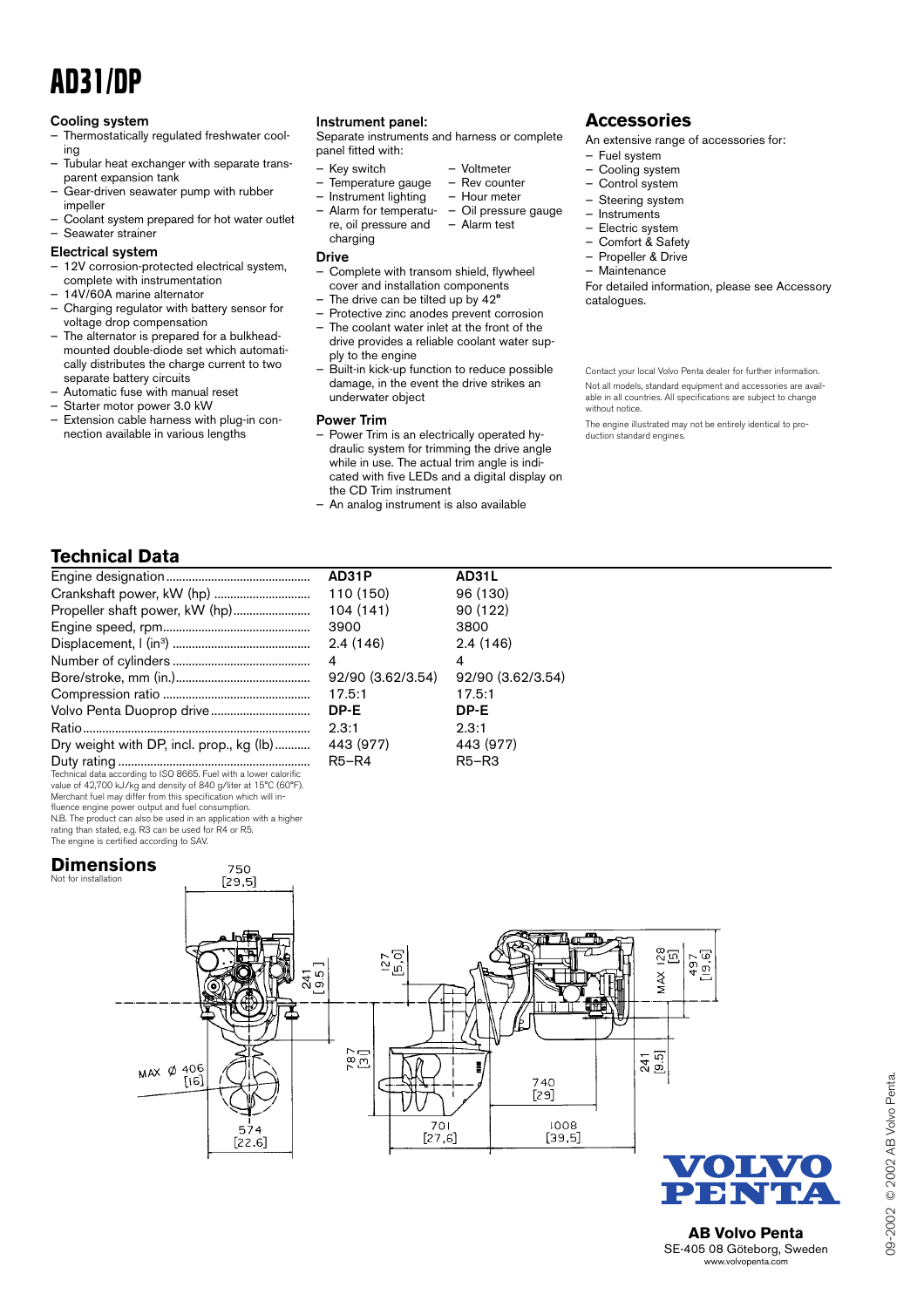# AD31/DP

### Cooling system

- Thermostatically regulated freshwater cooling
- Tubular heat exchanger with separate transparent expansion tank
- Gear-driven seawater pump with rubber impeller
- Coolant system prepared for hot water outlet
- Seawater strainer

### Electrical system

- 12V corrosion-protected electrical system, complete with instrumentation
- 14V/60A marine alternator
- Charging regulator with battery sensor for voltage drop compensation
- The alternator is prepared for a bulkhead-mounted double-diode set which automatically distributes the charge current to two separate battery circuits
- Automatic fuse with manual reset
- Starter motor power 3.0 kW
- Extension cable harness with plug-in connection available in various lengths

### Instrument panel:

Separate instruments and harness or complete panel fitted with:

- Key switch
- Temperature gauge
- Instrument lighting
- Alarm for temperature, oil pressure and charging
- Voltmeter
- Rev counter
- Hour meter
- Oil pressure gauge
- Alarm test

### Drive

- Complete with transom shield, flywheel cover and installation components
- The drive can be tilted up by 42°
- Protective zinc anodes prevent corrosion
- The coolant water inlet at the front of the drive provides a reliable coolant water supply to the engine
- Built-in kick-up function to reduce possible damage, in the event the drive strikes an underwater object

### Power Trim

- Power Trim is an electrically operated hydraulic system for trimming the drive angle while in use. The actual trim angle is indicated with five LEDs and a digital display on the CD Trim instrument
- An analog instrument is also available

## Accessories

An extensive range of accessories for:

- Fuel system
- Cooling system
- Control system
- Steering system
- Instruments
- Electric system
- Comfort & Safety
- Propeller & Drive
- Maintenance

For detailed information, please see Accessory catalogues.

Contact your local Volvo Penta dealer for further information.

Not all models, standard equipment and accessories are available in all countries. All specifications are subject to change without notice.

The engine illustrated may not be entirely identical to production standard engines.

## Technical Data

| | | |
|---|---|---|
| Engine designation | **AD31P** | **AD31L** |
| Crankshaft power, kW (hp) | 110 (150) | 96 (130) |
| Propeller shaft power, kW (hp) | 104 (141) | 90 (122) |
| Engine speed, rpm | 3900 | 3800 |
| Displacement, l (in³) | 2.4 (146) | 2.4 (146) |
| Number of cylinders | 4 | 4 |
| Bore/stroke, mm (in.) | 92/90 (3.62/3.54) | 92/90 (3.62/3.54) |
| Compression ratio | 17.5:1 | 17.5:1 |
| Volvo Penta Duoprop drive | **DP-E** | **DP-E** |
| Ratio | 2.3:1 | 2.3:1 |
| Dry weight with DP, incl. prop., kg (lb) | 443 (977) | 443 (977) |
| Duty rating | R5–R4 | R5–R3 |

Technical data according to ISO 8665. Fuel with a lower calorific value of 42,700 kJ/kg and density of 840 g/liter at 15°C (60°F). Merchant fuel may differ from this specification which will influence engine power output and fuel consumption.
N.B. The product can also be used in an application with a higher rating than stated, e.g. R3 can be used for R4 or R5.
The engine is certified according to SAV.

## Dimensions

Not for installation

750 [29,5]
241 [9,5]
MAX Ø 406 [16]
574 [22,6]
127 [5,0]
787 [31]
701 [27,6]
740 [29]
1008 [39,5]
MAX 128 [5]
497 [19,6]
241 [9,5]

**AB Volvo Penta**
SE-405 08 Göteborg, Sweden
www.volvopenta.com

09-2002 © 2002 AB Volvo Penta.